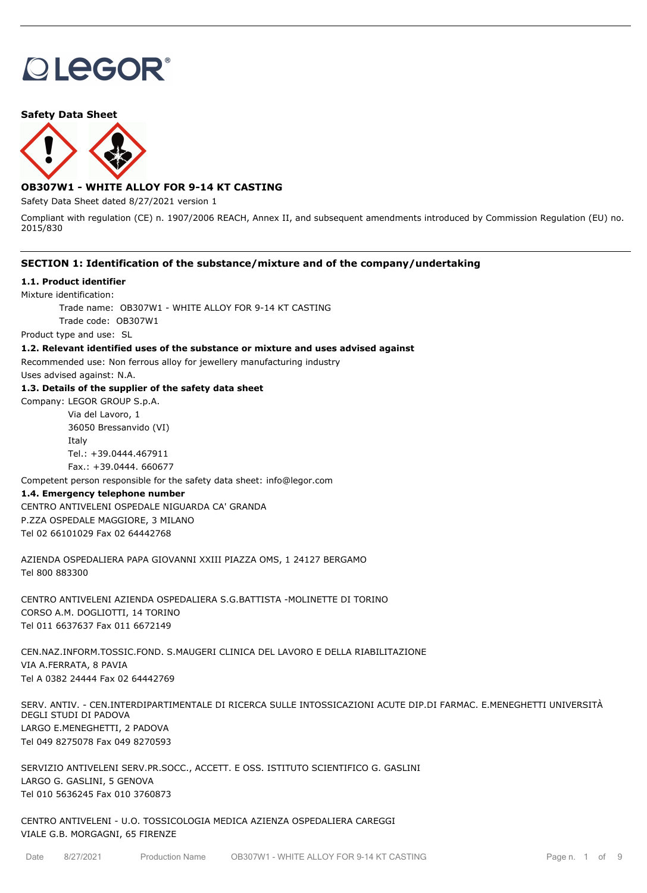LEGOR®

**Safety Data Sheet**

## OB307W1 - WHITE ALLOY FOR 9-14 KT CASTING

Safety Data Sheet dated 8/27/2021 version 1

Compliant with regulation (CE) n. 1907/2006 REACH, Annex II, and subsequent amendments introduced by Commission Regulation (EU) no. 2015/830

## SECTION 1: Identification of the substance/mixture and of the company/undertaking

### 1.1. Product identifier

Mixture identification:

Trade name: OB307W1 - WHITE ALLOY FOR 9-14 KT CASTING

Trade code: OB307W1

Product type and use: SL

### 1.2. Relevant identified uses of the substance or mixture and uses advised against

Recommended use: Non ferrous alloy for jewellery manufacturing industry

Uses advised against: N.A.

### 1.3. Details of the supplier of the safety data sheet

Company: LEGOR GROUP S.p.A.
Via del Lavoro, 1
36050 Bressanvido (VI)
Italy
Tel.: +39.0444.467911
Fax.: +39.0444. 660677

Competent person responsible for the safety data sheet: info@legor.com

### 1.4. Emergency telephone number

CENTRO ANTIVELENI OSPEDALE NIGUARDA CA' GRANDA
P.ZZA OSPEDALE MAGGIORE, 3 MILANO
Tel 02 66101029 Fax 02 64442768

AZIENDA OSPEDALIERA PAPA GIOVANNI XXIII PIAZZA OMS, 1 24127 BERGAMO
Tel 800 883300

CENTRO ANTIVELENI AZIENDA OSPEDALIERA S.G.BATTISTA -MOLINETTE DI TORINO
CORSO A.M. DOGLIOTTI, 14 TORINO
Tel 011 6637637 Fax 011 6672149

CEN.NAZ.INFORM.TOSSIC.FOND. S.MAUGERI CLINICA DEL LAVORO E DELLA RIABILITAZIONE
VIA A.FERRATA, 8 PAVIA
Tel A 0382 24444 Fax 02 64442769

SERV. ANTIV. - CEN.INTERDIPARTIMENTALE DI RICERCA SULLE INTOSSICAZIONI ACUTE DIP.DI FARMAC. E.MENEGHETTI UNIVERSITÀ DEGLI STUDI DI PADOVA
LARGO E.MENEGHETTI, 2 PADOVA
Tel 049 8275078 Fax 049 8270593

SERVIZIO ANTIVELENI SERV.PR.SOCC., ACCETT. E OSS. ISTITUTO SCIENTIFICO G. GASLINI
LARGO G. GASLINI, 5 GENOVA
Tel 010 5636245 Fax 010 3760873

CENTRO ANTIVELENI - U.O. TOSSICOLOGIA MEDICA AZIENZA OSPEDALIERA CAREGGI
VIALE G.B. MORGAGNI, 65 FIRENZE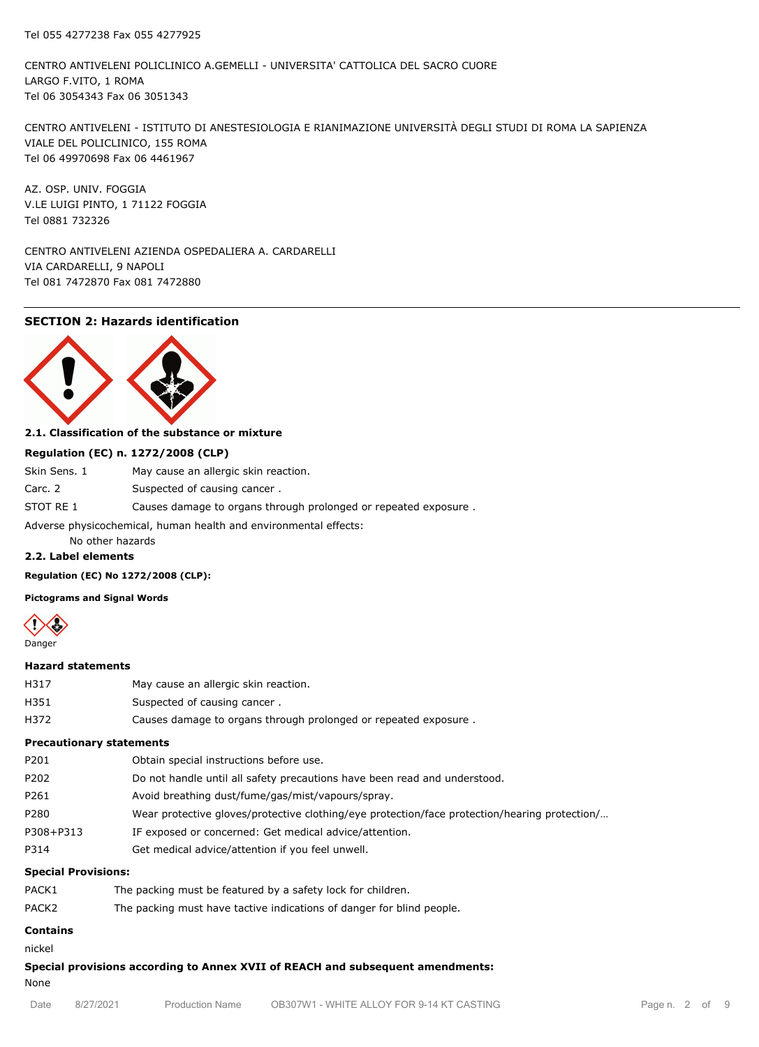Tel 055 4277238 Fax 055 4277925

CENTRO ANTIVELENI POLICLINICO A.GEMELLI - UNIVERSITA' CATTOLICA DEL SACRO CUORE
LARGO F.VITO, 1 ROMA
Tel 06 3054343 Fax 06 3051343

CENTRO ANTIVELENI - ISTITUTO DI ANESTESIOLOGIA E RIANIMAZIONE UNIVERSITÀ DEGLI STUDI DI ROMA LA SAPIENZA
VIALE DEL POLICLINICO, 155 ROMA
Tel 06 49970698 Fax 06 4461967

AZ. OSP. UNIV. FOGGIA
V.LE LUIGI PINTO, 1 71122 FOGGIA
Tel 0881 732326

CENTRO ANTIVELENI AZIENDA OSPEDALIERA A. CARDARELLI
VIA CARDARELLI, 9 NAPOLI
Tel 081 7472870 Fax 081 7472880

## SECTION 2: Hazards identification

### 2.1. Classification of the substance or mixture

**Regulation (EC) n. 1272/2008 (CLP)**

| | |
|---|---|
| Skin Sens. 1 | May cause an allergic skin reaction. |
| Carc. 2 | Suspected of causing cancer . |
| STOT RE 1 | Causes damage to organs through prolonged or repeated exposure . |

Adverse physicochemical, human health and environmental effects:
No other hazards

### 2.2. Label elements

**Regulation (EC) No 1272/2008 (CLP):**

**Pictograms and Signal Words**

Danger

**Hazard statements**

| | |
|---|---|
| H317 | May cause an allergic skin reaction. |
| H351 | Suspected of causing cancer . |
| H372 | Causes damage to organs through prolonged or repeated exposure . |

**Precautionary statements**

| | |
|---|---|
| P201 | Obtain special instructions before use. |
| P202 | Do not handle until all safety precautions have been read and understood. |
| P261 | Avoid breathing dust/fume/gas/mist/vapours/spray. |
| P280 | Wear protective gloves/protective clothing/eye protection/face protection/hearing protection/… |
| P308+P313 | IF exposed or concerned: Get medical advice/attention. |
| P314 | Get medical advice/attention if you feel unwell. |

**Special Provisions:**

| | |
|---|---|
| PACK1 | The packing must be featured by a safety lock for children. |
| PACK2 | The packing must have tactive indications of danger for blind people. |

**Contains**

nickel

**Special provisions according to Annex XVII of REACH and subsequent amendments:**

None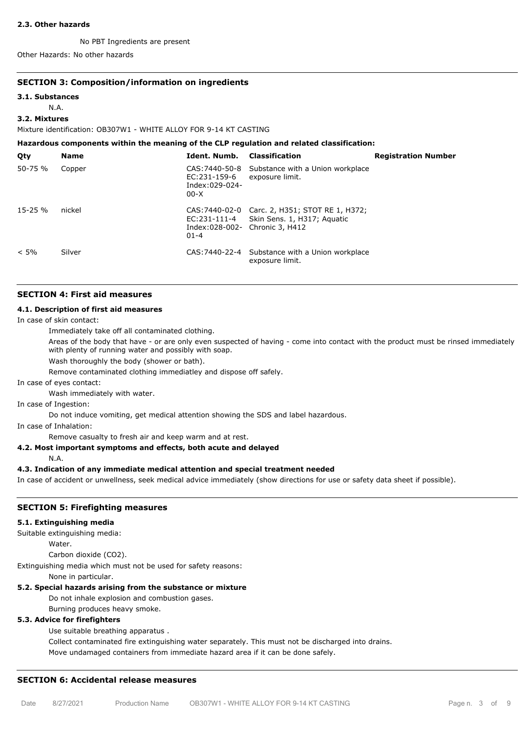### 2.3. Other hazards

No PBT Ingredients are present

Other Hazards: No other hazards

## SECTION 3: Composition/information on ingredients

### 3.1. Substances

N.A.

### 3.2. Mixtures

Mixture identification: OB307W1 - WHITE ALLOY FOR 9-14 KT CASTING

**Hazardous components within the meaning of the CLP regulation and related classification:**

| Qty | Name | Ident. Numb. | Classification | Registration Number |
|---|---|---|---|---|
| 50-75 % | Copper | CAS:7440-50-8 EC:231-159-6 Index:029-024-00-X | Substance with a Union workplace exposure limit. | |
| 15-25 % | nickel | CAS:7440-02-0 EC:231-111-4 Index:028-002-01-4 | Carc. 2, H351; STOT RE 1, H372; Skin Sens. 1, H317; Aquatic Chronic 3, H412 | |
| < 5% | Silver | CAS:7440-22-4 | Substance with a Union workplace exposure limit. | |

## SECTION 4: First aid measures

### 4.1. Description of first aid measures

In case of skin contact:

Immediately take off all contaminated clothing.

Areas of the body that have - or are only even suspected of having - come into contact with the product must be rinsed immediately with plenty of running water and possibly with soap.

Wash thoroughly the body (shower or bath).

Remove contaminated clothing immediatley and dispose off safely.

In case of eyes contact:

Wash immediately with water.

In case of Ingestion:

Do not induce vomiting, get medical attention showing the SDS and label hazardous.

In case of Inhalation:

Remove casualty to fresh air and keep warm and at rest.

### 4.2. Most important symptoms and effects, both acute and delayed

N.A.

### 4.3. Indication of any immediate medical attention and special treatment needed

In case of accident or unwellness, seek medical advice immediately (show directions for use or safety data sheet if possible).

## SECTION 5: Firefighting measures

### 5.1. Extinguishing media

Suitable extinguishing media:

Water.

Carbon dioxide ($CO_2$).

Extinguishing media which must not be used for safety reasons:

None in particular.

### 5.2. Special hazards arising from the substance or mixture

Do not inhale explosion and combustion gases.

Burning produces heavy smoke.

### 5.3. Advice for firefighters

Use suitable breathing apparatus .

Collect contaminated fire extinguishing water separately. This must not be discharged into drains.

Move undamaged containers from immediate hazard area if it can be done safely.

## SECTION 6: Accidental release measures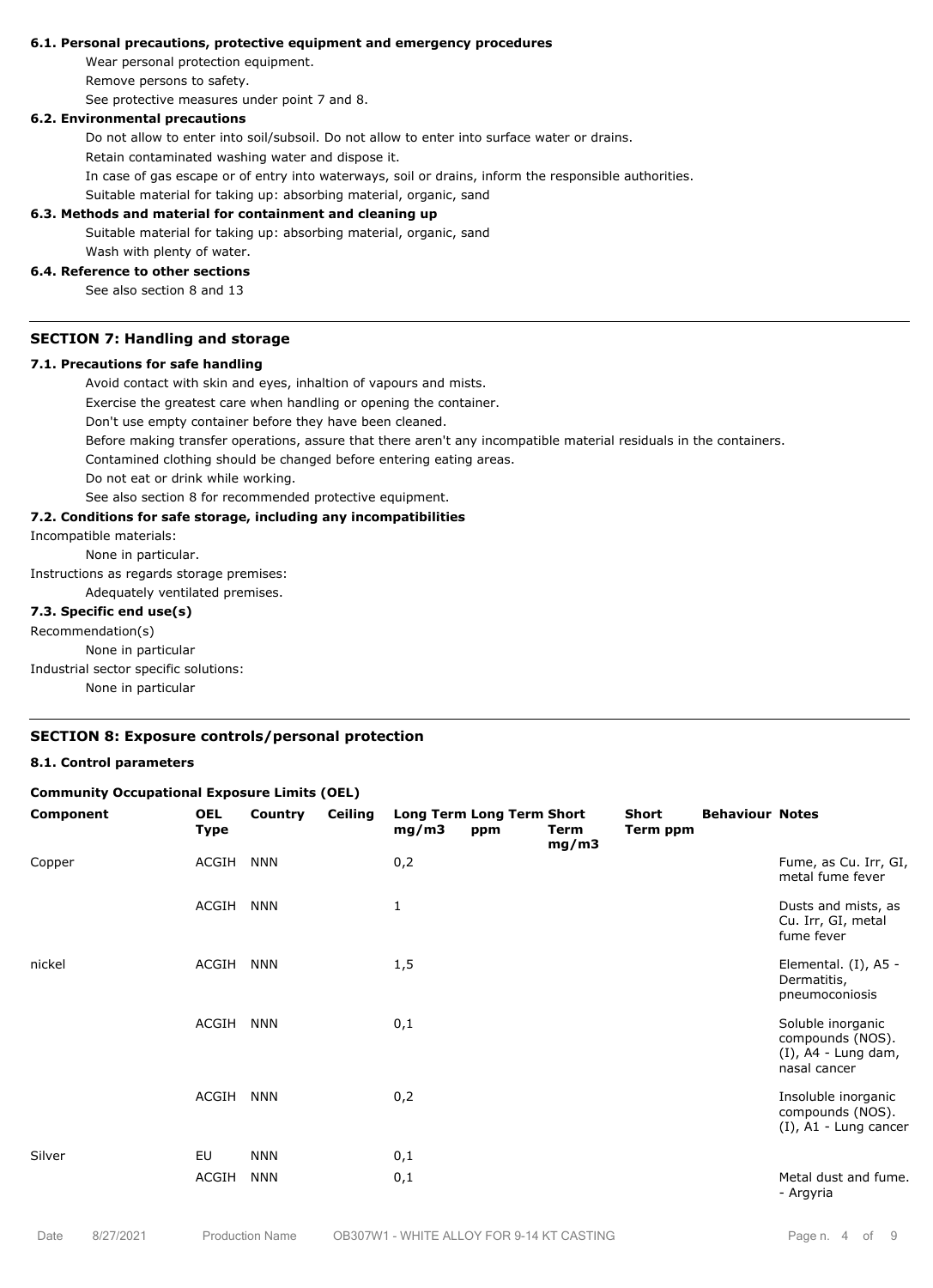### 6.1. Personal precautions, protective equipment and emergency procedures

Wear personal protection equipment.

Remove persons to safety.

See protective measures under point 7 and 8.

### 6.2. Environmental precautions

Do not allow to enter into soil/subsoil. Do not allow to enter into surface water or drains.

Retain contaminated washing water and dispose it.

In case of gas escape or of entry into waterways, soil or drains, inform the responsible authorities.

Suitable material for taking up: absorbing material, organic, sand

### 6.3. Methods and material for containment and cleaning up

Suitable material for taking up: absorbing material, organic, sand

Wash with plenty of water.

### 6.4. Reference to other sections

See also section 8 and 13

## SECTION 7: Handling and storage

### 7.1. Precautions for safe handling

Avoid contact with skin and eyes, inhaltion of vapours and mists.

Exercise the greatest care when handling or opening the container.

Don't use empty container before they have been cleaned.

Before making transfer operations, assure that there aren't any incompatible material residuals in the containers.

Contamined clothing should be changed before entering eating areas.

Do not eat or drink while working.

See also section 8 for recommended protective equipment.

### 7.2. Conditions for safe storage, including any incompatibilities

Incompatible materials:

None in particular.

Instructions as regards storage premises:

Adequately ventilated premises.

### 7.3. Specific end use(s)

Recommendation(s)

None in particular

Industrial sector specific solutions:

None in particular

## SECTION 8: Exposure controls/personal protection

### 8.1. Control parameters

**Community Occupational Exposure Limits (OEL)**

| Component | OEL Type | Country | Ceiling | Long Term mg/m3 | Long Term ppm | Short Term mg/m3 | Short Term ppm | Behaviour | Notes |
|---|---|---|---|---|---|---|---|---|---|
| Copper | ACGIH | NNN | | 0,2 | | | | | Fume, as Cu. Irr, GI, metal fume fever |
| | ACGIH | NNN | | 1 | | | | | Dusts and mists, as Cu. Irr, GI, metal fume fever |
| nickel | ACGIH | NNN | | 1,5 | | | | | Elemental. (I), A5 - Dermatitis, pneumoconiosis |
| | ACGIH | NNN | | 0,1 | | | | | Soluble inorganic compounds (NOS). (I), A4 - Lung dam, nasal cancer |
| | ACGIH | NNN | | 0,2 | | | | | Insoluble inorganic compounds (NOS). (I), A1 - Lung cancer |
| Silver | EU | NNN | | 0,1 | | | | | |
| | ACGIH | NNN | | 0,1 | | | | | Metal dust and fume. - Argyria |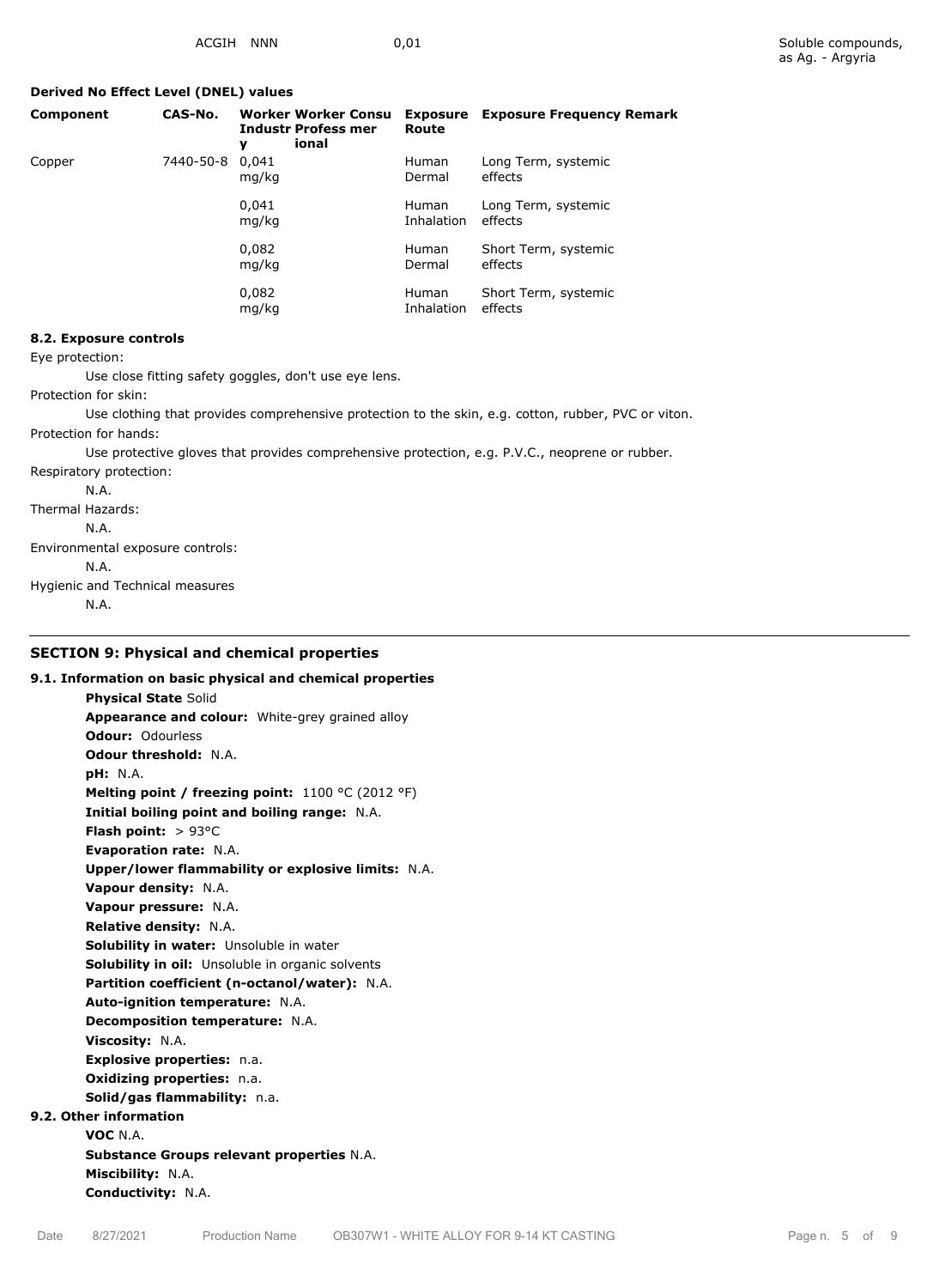| | ACGIH | NNN | 0,01 | Soluble compounds, as Ag. - Argyria |
|---|---|---|---|---|

**Derived No Effect Level (DNEL) values**

| Component | CAS-No. | Worker Industry | Worker Professional | Consumer | Exposure Route | Exposure Frequency | Remark |
|---|---|---|---|---|---|---|---|
| Copper | 7440-50-8 | 0,041 mg/kg | | | Human Dermal | Long Term, systemic effects | |
| | | 0,041 mg/kg | | | Human Inhalation | Long Term, systemic effects | |
| | | 0,082 mg/kg | | | Human Dermal | Short Term, systemic effects | |
| | | 0,082 mg/kg | | | Human Inhalation | Short Term, systemic effects | |

**8.2. Exposure controls**

Eye protection:

Use close fitting safety goggles, don't use eye lens.

Protection for skin:

Use clothing that provides comprehensive protection to the skin, e.g. cotton, rubber, PVC or viton.

Protection for hands:

Use protective gloves that provides comprehensive protection, e.g. P.V.C., neoprene or rubber.

Respiratory protection:

N.A.

Thermal Hazards:

N.A.

Environmental exposure controls:

N.A.

Hygienic and Technical measures

N.A.

## SECTION 9: Physical and chemical properties

**9.1. Information on basic physical and chemical properties**

**Physical State** Solid
**Appearance and colour:** White-grey grained alloy
**Odour:** Odourless
**Odour threshold:** N.A.
**pH:** N.A.
**Melting point / freezing point:** 1100 °C (2012 °F)
**Initial boiling point and boiling range:** N.A.
**Flash point:** > 93°C
**Evaporation rate:** N.A.
**Upper/lower flammability or explosive limits:** N.A.
**Vapour density:** N.A.
**Vapour pressure:** N.A.
**Relative density:** N.A.
**Solubility in water:** Unsoluble in water
**Solubility in oil:** Unsoluble in organic solvents
**Partition coefficient (n-octanol/water):** N.A.
**Auto-ignition temperature:** N.A.
**Decomposition temperature:** N.A.
**Viscosity:** N.A.
**Explosive properties:** n.a.
**Oxidizing properties:** n.a.
**Solid/gas flammability:** n.a.

**9.2. Other information**

**VOC** N.A.
**Substance Groups relevant properties** N.A.
**Miscibility:** N.A.
**Conductivity:** N.A.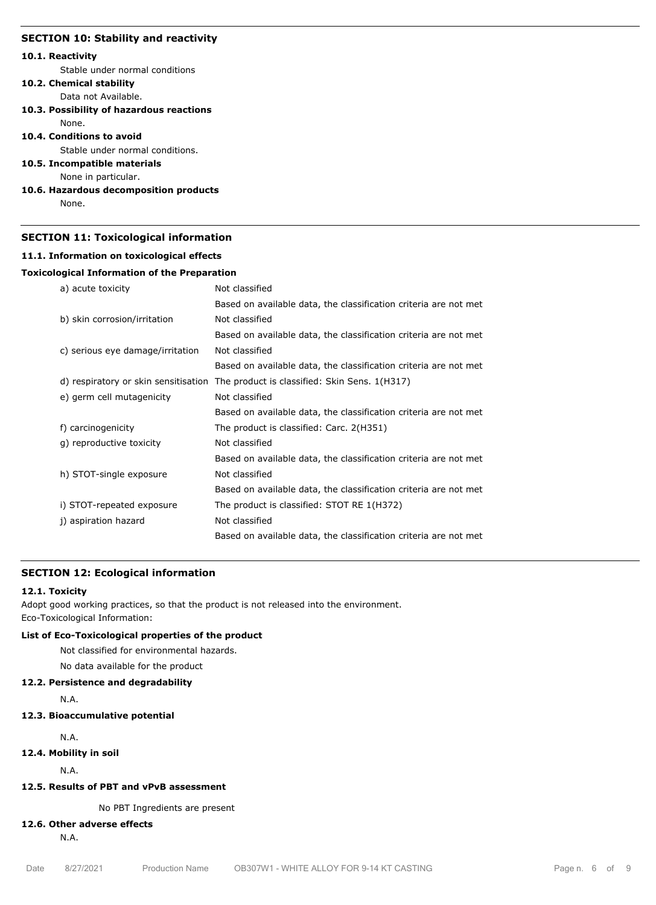## SECTION 10: Stability and reactivity

**10.1. Reactivity**

Stable under normal conditions

**10.2. Chemical stability**

Data not Available.

**10.3. Possibility of hazardous reactions**

None.

**10.4. Conditions to avoid**

Stable under normal conditions.

**10.5. Incompatible materials**

None in particular.

**10.6. Hazardous decomposition products**

None.

## SECTION 11: Toxicological information

**11.1. Information on toxicological effects**

**Toxicological Information of the Preparation**

| | |
|---|---|
| a) acute toxicity | Not classified<br>Based on available data, the classification criteria are not met |
| b) skin corrosion/irritation | Not classified<br>Based on available data, the classification criteria are not met |
| c) serious eye damage/irritation | Not classified<br>Based on available data, the classification criteria are not met |
| d) respiratory or skin sensitisation | The product is classified: Skin Sens. 1(H317) |
| e) germ cell mutagenicity | Not classified<br>Based on available data, the classification criteria are not met |
| f) carcinogenicity | The product is classified: Carc. 2(H351) |
| g) reproductive toxicity | Not classified<br>Based on available data, the classification criteria are not met |
| h) STOT-single exposure | Not classified<br>Based on available data, the classification criteria are not met |
| i) STOT-repeated exposure | The product is classified: STOT RE 1(H372) |
| j) aspiration hazard | Not classified<br>Based on available data, the classification criteria are not met |

## SECTION 12: Ecological information

**12.1. Toxicity**

Adopt good working practices, so that the product is not released into the environment.
Eco-Toxicological Information:

**List of Eco-Toxicological properties of the product**

Not classified for environmental hazards.

No data available for the product

**12.2. Persistence and degradability**

N.A.

**12.3. Bioaccumulative potential**

N.A.

**12.4. Mobility in soil**

N.A.

**12.5. Results of PBT and vPvB assessment**

No PBT Ingredients are present

**12.6. Other adverse effects**

N.A.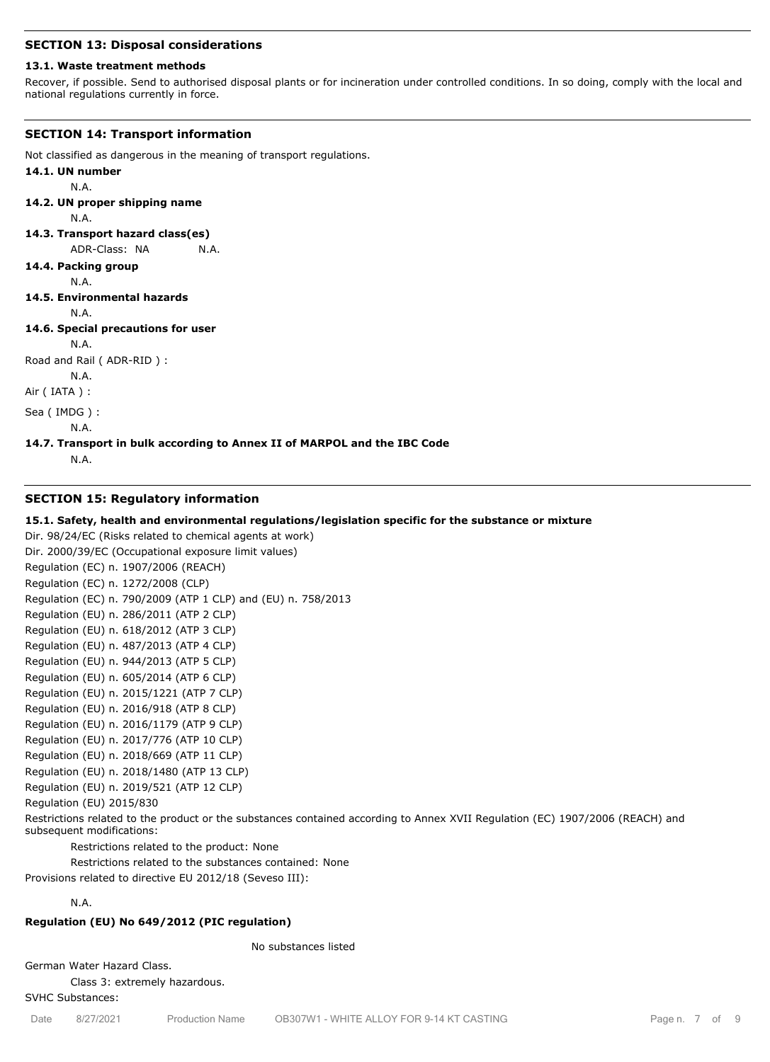## SECTION 13: Disposal considerations

### 13.1. Waste treatment methods

Recover, if possible. Send to authorised disposal plants or for incineration under controlled conditions. In so doing, comply with the local and national regulations currently in force.

## SECTION 14: Transport information

Not classified as dangerous in the meaning of transport regulations.

**14.1. UN number**

N.A.

**14.2. UN proper shipping name**

N.A.

**14.3. Transport hazard class(es)**

ADR-Class: NA N.A.

**14.4. Packing group**

N.A.

**14.5. Environmental hazards**

N.A.

**14.6. Special precautions for user**

N.A.

Road and Rail ( ADR-RID ) :

N.A.

Air ( IATA ) :

Sea ( IMDG ) :

N.A.

**14.7. Transport in bulk according to Annex II of MARPOL and the IBC Code**

N.A.

## SECTION 15: Regulatory information

### 15.1. Safety, health and environmental regulations/legislation specific for the substance or mixture

Dir. 98/24/EC (Risks related to chemical agents at work)
Dir. 2000/39/EC (Occupational exposure limit values)
Regulation (EC) n. 1907/2006 (REACH)
Regulation (EC) n. 1272/2008 (CLP)
Regulation (EC) n. 790/2009 (ATP 1 CLP) and (EU) n. 758/2013
Regulation (EU) n. 286/2011 (ATP 2 CLP)
Regulation (EU) n. 618/2012 (ATP 3 CLP)
Regulation (EU) n. 487/2013 (ATP 4 CLP)
Regulation (EU) n. 944/2013 (ATP 5 CLP)
Regulation (EU) n. 605/2014 (ATP 6 CLP)
Regulation (EU) n. 2015/1221 (ATP 7 CLP)
Regulation (EU) n. 2016/918 (ATP 8 CLP)
Regulation (EU) n. 2016/1179 (ATP 9 CLP)
Regulation (EU) n. 2017/776 (ATP 10 CLP)
Regulation (EU) n. 2018/669 (ATP 11 CLP)
Regulation (EU) n. 2018/1480 (ATP 13 CLP)
Regulation (EU) n. 2019/521 (ATP 12 CLP)
Regulation (EU) 2015/830

Restrictions related to the product or the substances contained according to Annex XVII Regulation (EC) 1907/2006 (REACH) and subsequent modifications:

Restrictions related to the product: None

Restrictions related to the substances contained: None

Provisions related to directive EU 2012/18 (Seveso III):

N.A.

**Regulation (EU) No 649/2012 (PIC regulation)**

No substances listed

German Water Hazard Class.

Class 3: extremely hazardous.

SVHC Substances: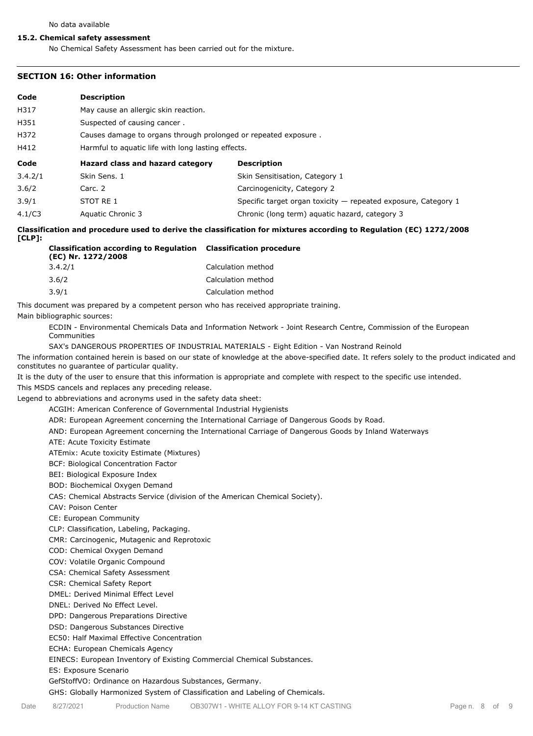No data available

**15.2. Chemical safety assessment**

No Chemical Safety Assessment has been carried out for the mixture.

## SECTION 16: Other information

| Code | Description |
|---|---|
| H317 | May cause an allergic skin reaction. |
| H351 | Suspected of causing cancer . |
| H372 | Causes damage to organs through prolonged or repeated exposure . |
| H412 | Harmful to aquatic life with long lasting effects. |

| Code | Hazard class and hazard category | Description |
|---|---|---|
| 3.4.2/1 | Skin Sens. 1 | Skin Sensitisation, Category 1 |
| 3.6/2 | Carc. 2 | Carcinogenicity, Category 2 |
| 3.9/1 | STOT RE 1 | Specific target organ toxicity — repeated exposure, Category 1 |
| 4.1/C3 | Aquatic Chronic 3 | Chronic (long term) aquatic hazard, category 3 |

**Classification and procedure used to derive the classification for mixtures according to Regulation (EC) 1272/2008 [CLP]:**

| Classification according to Regulation (EC) Nr. 1272/2008 | Classification procedure |
|---|---|
| 3.4.2/1 | Calculation method |
| 3.6/2 | Calculation method |
| 3.9/1 | Calculation method |

This document was prepared by a competent person who has received appropriate training.

Main bibliographic sources:

ECDIN - Environmental Chemicals Data and Information Network - Joint Research Centre, Commission of the European Communities

SAX's DANGEROUS PROPERTIES OF INDUSTRIAL MATERIALS - Eight Edition - Van Nostrand Reinold

The information contained herein is based on our state of knowledge at the above-specified date. It refers solely to the product indicated and constitutes no guarantee of particular quality.

It is the duty of the user to ensure that this information is appropriate and complete with respect to the specific use intended.

This MSDS cancels and replaces any preceding release.

Legend to abbreviations and acronyms used in the safety data sheet:

ACGIH: American Conference of Governmental Industrial Hygienists

ADR: European Agreement concerning the International Carriage of Dangerous Goods by Road.

AND: European Agreement concerning the International Carriage of Dangerous Goods by Inland Waterways

ATE: Acute Toxicity Estimate

ATEmix: Acute toxicity Estimate (Mixtures)

BCF: Biological Concentration Factor

BEI: Biological Exposure Index

BOD: Biochemical Oxygen Demand

CAS: Chemical Abstracts Service (division of the American Chemical Society).

CAV: Poison Center

CE: European Community

CLP: Classification, Labeling, Packaging.

CMR: Carcinogenic, Mutagenic and Reprotoxic

COD: Chemical Oxygen Demand

COV: Volatile Organic Compound

CSA: Chemical Safety Assessment

CSR: Chemical Safety Report

DMEL: Derived Minimal Effect Level

DNEL: Derived No Effect Level.

DPD: Dangerous Preparations Directive

DSD: Dangerous Substances Directive

EC50: Half Maximal Effective Concentration

ECHA: European Chemicals Agency

EINECS: European Inventory of Existing Commercial Chemical Substances.

ES: Exposure Scenario

GefStoffVO: Ordinance on Hazardous Substances, Germany.

GHS: Globally Harmonized System of Classification and Labeling of Chemicals.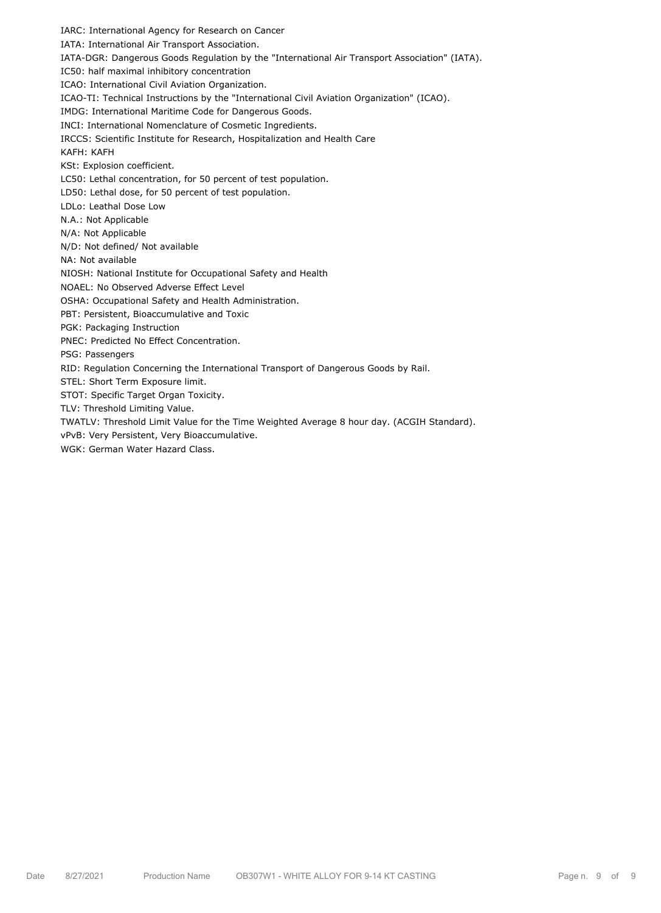IARC: International Agency for Research on Cancer
IATA: International Air Transport Association.
IATA-DGR: Dangerous Goods Regulation by the "International Air Transport Association" (IATA).
IC50: half maximal inhibitory concentration
ICAO: International Civil Aviation Organization.
ICAO-TI: Technical Instructions by the "International Civil Aviation Organization" (ICAO).
IMDG: International Maritime Code for Dangerous Goods.
INCI: International Nomenclature of Cosmetic Ingredients.
IRCCS: Scientific Institute for Research, Hospitalization and Health Care
KAFH: KAFH
KSt: Explosion coefficient.
LC50: Lethal concentration, for 50 percent of test population.
LD50: Lethal dose, for 50 percent of test population.
LDLo: Leathal Dose Low
N.A.: Not Applicable
N/A: Not Applicable
N/D: Not defined/ Not available
NA: Not available
NIOSH: National Institute for Occupational Safety and Health
NOAEL: No Observed Adverse Effect Level
OSHA: Occupational Safety and Health Administration.
PBT: Persistent, Bioaccumulative and Toxic
PGK: Packaging Instruction
PNEC: Predicted No Effect Concentration.
PSG: Passengers
RID: Regulation Concerning the International Transport of Dangerous Goods by Rail.
STEL: Short Term Exposure limit.
STOT: Specific Target Organ Toxicity.
TLV: Threshold Limiting Value.
TWATLV: Threshold Limit Value for the Time Weighted Average 8 hour day. (ACGIH Standard).
vPvB: Very Persistent, Very Bioaccumulative.
WGK: German Water Hazard Class.